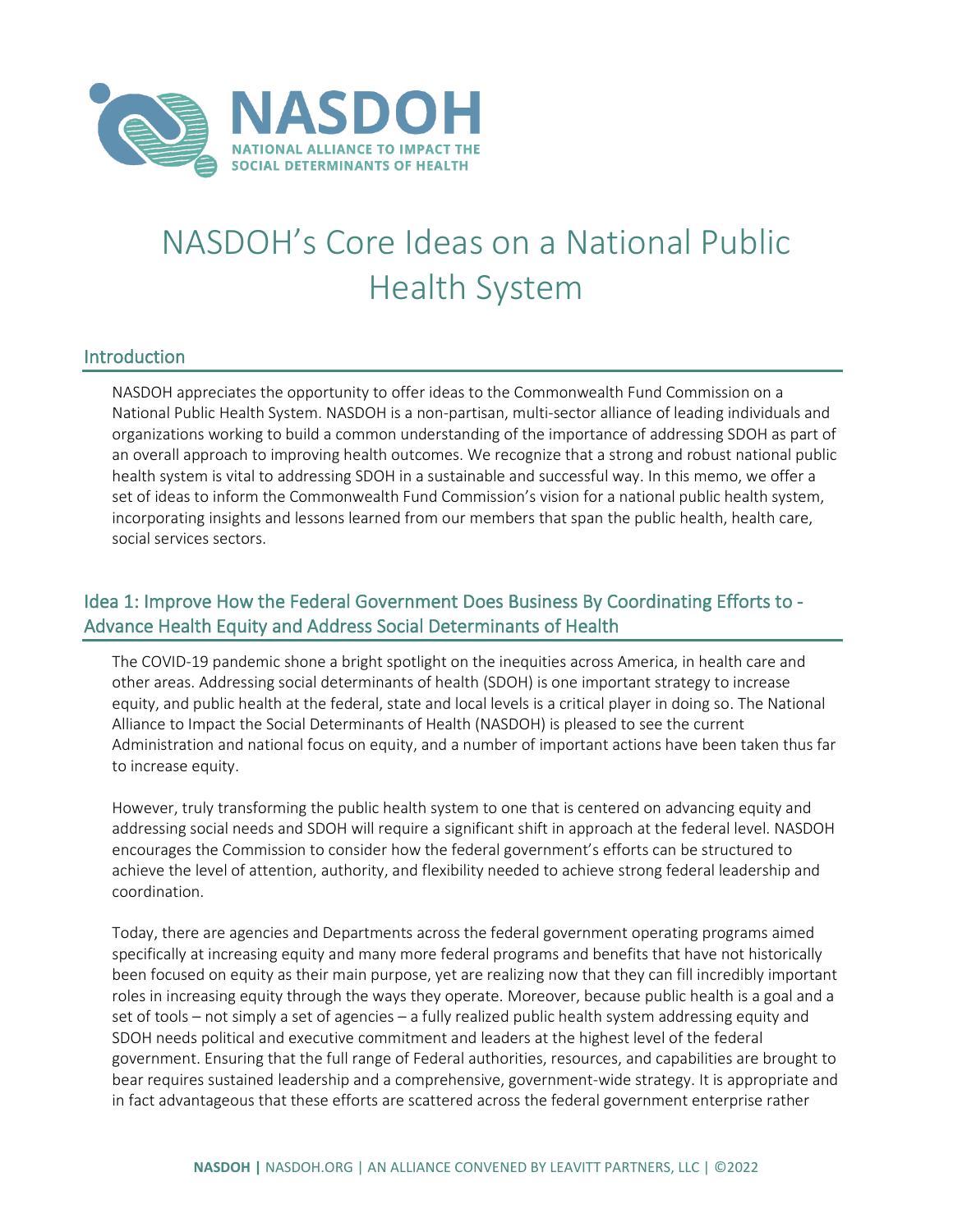NASDOH

NATIONAL ALLIANCE TO IMPACT THE SOCIAL DETERMINANTS OF HEALTH

# NASDOH's Core Ideas on a National Public Health System

## Introduction

NASDOH appreciates the opportunity to offer ideas to the Commonwealth Fund Commission on a National Public Health System. NASDOH is a non-partisan, multi-sector alliance of leading individuals and organizations working to build a common understanding of the importance of addressing SDOH as part of an overall approach to improving health outcomes. We recognize that a strong and robust national public health system is vital to addressing SDOH in a sustainable and successful way. In this memo, we offer a set of ideas to inform the Commonwealth Fund Commission's vision for a national public health system, incorporating insights and lessons learned from our members that span the public health, health care, social services sectors.

## Idea 1: Improve How the Federal Government Does Business By Coordinating Efforts to - Advance Health Equity and Address Social Determinants of Health

The COVID-19 pandemic shone a bright spotlight on the inequities across America, in health care and other areas. Addressing social determinants of health (SDOH) is one important strategy to increase equity, and public health at the federal, state and local levels is a critical player in doing so. The National Alliance to Impact the Social Determinants of Health (NASDOH) is pleased to see the current Administration and national focus on equity, and a number of important actions have been taken thus far to increase equity.

However, truly transforming the public health system to one that is centered on advancing equity and addressing social needs and SDOH will require a significant shift in approach at the federal level. NASDOH encourages the Commission to consider how the federal government's efforts can be structured to achieve the level of attention, authority, and flexibility needed to achieve strong federal leadership and coordination.

Today, there are agencies and Departments across the federal government operating programs aimed specifically at increasing equity and many more federal programs and benefits that have not historically been focused on equity as their main purpose, yet are realizing now that they can fill incredibly important roles in increasing equity through the ways they operate. Moreover, because public health is a goal and a set of tools – not simply a set of agencies – a fully realized public health system addressing equity and SDOH needs political and executive commitment and leaders at the highest level of the federal government. Ensuring that the full range of Federal authorities, resources, and capabilities are brought to bear requires sustained leadership and a comprehensive, government-wide strategy. It is appropriate and in fact advantageous that these efforts are scattered across the federal government enterprise rather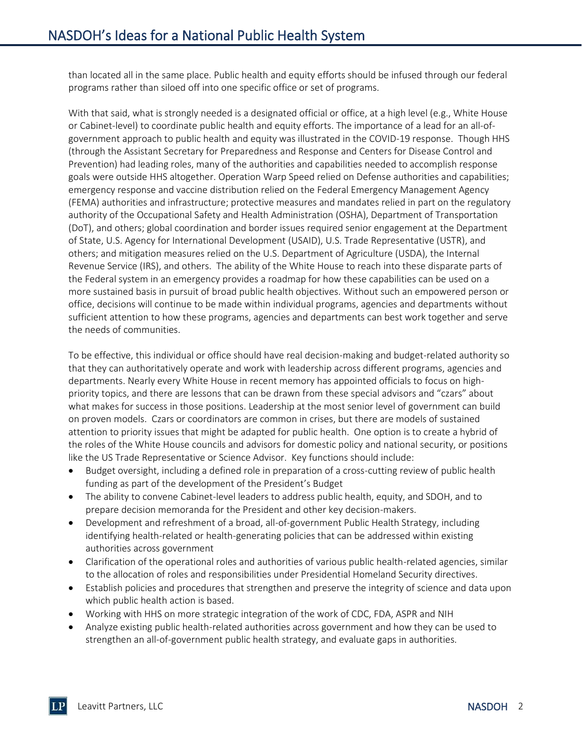than located all in the same place. Public health and equity efforts should be infused through our federal programs rather than siloed off into one specific office or set of programs.

With that said, what is strongly needed is a designated official or office, at a high level (e.g., White House or Cabinet-level) to coordinate public health and equity efforts. The importance of a lead for an all-of-government approach to public health and equity was illustrated in the COVID-19 response. Though HHS (through the Assistant Secretary for Preparedness and Response and Centers for Disease Control and Prevention) had leading roles, many of the authorities and capabilities needed to accomplish response goals were outside HHS altogether. Operation Warp Speed relied on Defense authorities and capabilities; emergency response and vaccine distribution relied on the Federal Emergency Management Agency (FEMA) authorities and infrastructure; protective measures and mandates relied in part on the regulatory authority of the Occupational Safety and Health Administration (OSHA), Department of Transportation (DoT), and others; global coordination and border issues required senior engagement at the Department of State, U.S. Agency for International Development (USAID), U.S. Trade Representative (USTR), and others; and mitigation measures relied on the U.S. Department of Agriculture (USDA), the Internal Revenue Service (IRS), and others. The ability of the White House to reach into these disparate parts of the Federal system in an emergency provides a roadmap for how these capabilities can be used on a more sustained basis in pursuit of broad public health objectives. Without such an empowered person or office, decisions will continue to be made within individual programs, agencies and departments without sufficient attention to how these programs, agencies and departments can best work together and serve the needs of communities.

To be effective, this individual or office should have real decision-making and budget-related authority so that they can authoritatively operate and work with leadership across different programs, agencies and departments. Nearly every White House in recent memory has appointed officials to focus on high-priority topics, and there are lessons that can be drawn from these special advisors and "czars" about what makes for success in those positions. Leadership at the most senior level of government can build on proven models. Czars or coordinators are common in crises, but there are models of sustained attention to priority issues that might be adapted for public health. One option is to create a hybrid of the roles of the White House councils and advisors for domestic policy and national security, or positions like the US Trade Representative or Science Advisor. Key functions should include:

- Budget oversight, including a defined role in preparation of a cross-cutting review of public health funding as part of the development of the President's Budget
- The ability to convene Cabinet-level leaders to address public health, equity, and SDOH, and to prepare decision memoranda for the President and other key decision-makers.
- Development and refreshment of a broad, all-of-government Public Health Strategy, including identifying health-related or health-generating policies that can be addressed within existing authorities across government
- Clarification of the operational roles and authorities of various public health-related agencies, similar to the allocation of roles and responsibilities under Presidential Homeland Security directives.
- Establish policies and procedures that strengthen and preserve the integrity of science and data upon which public health action is based.
- Working with HHS on more strategic integration of the work of CDC, FDA, ASPR and NIH
- Analyze existing public health-related authorities across government and how they can be used to strengthen an all-of-government public health strategy, and evaluate gaps in authorities.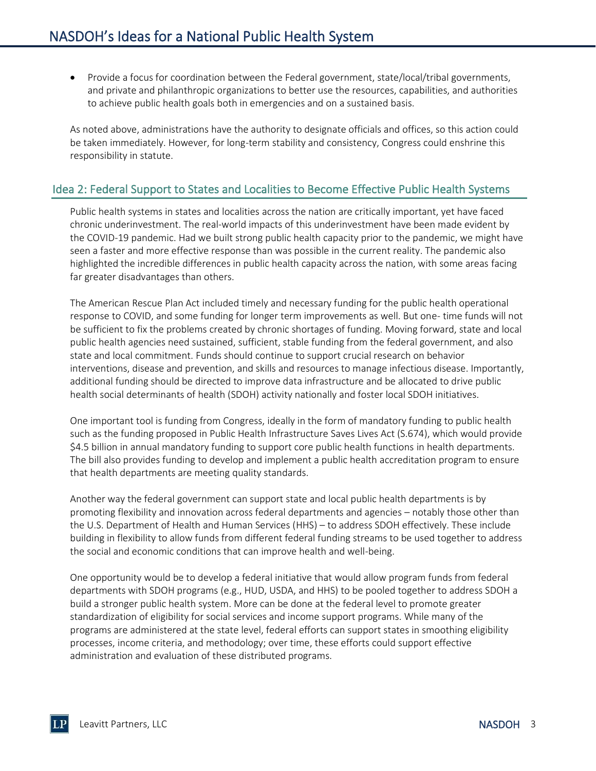- Provide a focus for coordination between the Federal government, state/local/tribal governments, and private and philanthropic organizations to better use the resources, capabilities, and authorities to achieve public health goals both in emergencies and on a sustained basis.

As noted above, administrations have the authority to designate officials and offices, so this action could be taken immediately. However, for long-term stability and consistency, Congress could enshrine this responsibility in statute.

## Idea 2: Federal Support to States and Localities to Become Effective Public Health Systems

Public health systems in states and localities across the nation are critically important, yet have faced chronic underinvestment. The real-world impacts of this underinvestment have been made evident by the COVID-19 pandemic. Had we built strong public health capacity prior to the pandemic, we might have seen a faster and more effective response than was possible in the current reality. The pandemic also highlighted the incredible differences in public health capacity across the nation, with some areas facing far greater disadvantages than others.

The American Rescue Plan Act included timely and necessary funding for the public health operational response to COVID, and some funding for longer term improvements as well. But one- time funds will not be sufficient to fix the problems created by chronic shortages of funding. Moving forward, state and local public health agencies need sustained, sufficient, stable funding from the federal government, and also state and local commitment. Funds should continue to support crucial research on behavior interventions, disease and prevention, and skills and resources to manage infectious disease. Importantly, additional funding should be directed to improve data infrastructure and be allocated to drive public health social determinants of health (SDOH) activity nationally and foster local SDOH initiatives.

One important tool is funding from Congress, ideally in the form of mandatory funding to public health such as the funding proposed in Public Health Infrastructure Saves Lives Act (S.674), which would provide $4.5 billion in annual mandatory funding to support core public health functions in health departments. The bill also provides funding to develop and implement a public health accreditation program to ensure that health departments are meeting quality standards.

Another way the federal government can support state and local public health departments is by promoting flexibility and innovation across federal departments and agencies – notably those other than the U.S. Department of Health and Human Services (HHS) – to address SDOH effectively. These include building in flexibility to allow funds from different federal funding streams to be used together to address the social and economic conditions that can improve health and well-being.

One opportunity would be to develop a federal initiative that would allow program funds from federal departments with SDOH programs (e.g., HUD, USDA, and HHS) to be pooled together to address SDOH a build a stronger public health system. More can be done at the federal level to promote greater standardization of eligibility for social services and income support programs. While many of the programs are administered at the state level, federal efforts can support states in smoothing eligibility processes, income criteria, and methodology; over time, these efforts could support effective administration and evaluation of these distributed programs.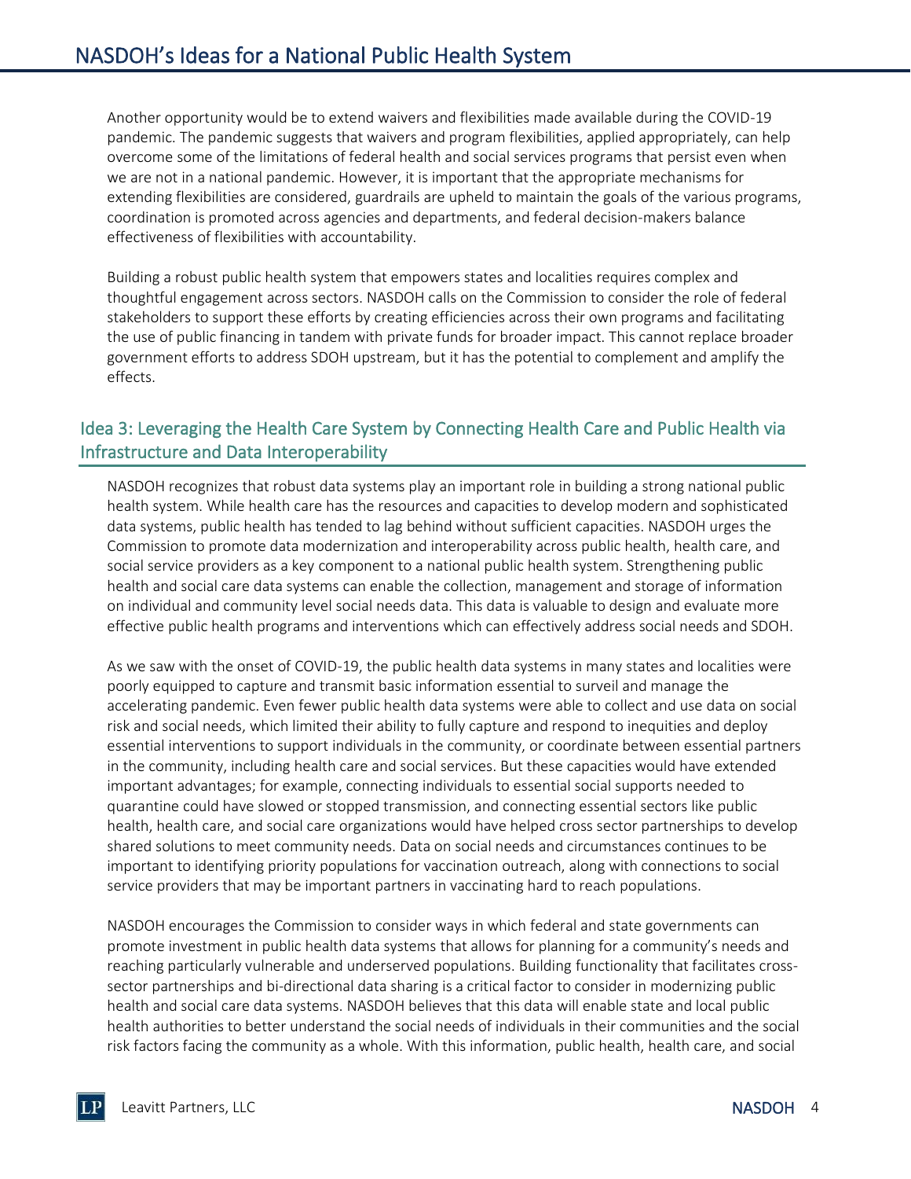Another opportunity would be to extend waivers and flexibilities made available during the COVID-19 pandemic. The pandemic suggests that waivers and program flexibilities, applied appropriately, can help overcome some of the limitations of federal health and social services programs that persist even when we are not in a national pandemic. However, it is important that the appropriate mechanisms for extending flexibilities are considered, guardrails are upheld to maintain the goals of the various programs, coordination is promoted across agencies and departments, and federal decision-makers balance effectiveness of flexibilities with accountability.

Building a robust public health system that empowers states and localities requires complex and thoughtful engagement across sectors. NASDOH calls on the Commission to consider the role of federal stakeholders to support these efforts by creating efficiencies across their own programs and facilitating the use of public financing in tandem with private funds for broader impact. This cannot replace broader government efforts to address SDOH upstream, but it has the potential to complement and amplify the effects.

## Idea 3: Leveraging the Health Care System by Connecting Health Care and Public Health via Infrastructure and Data Interoperability

NASDOH recognizes that robust data systems play an important role in building a strong national public health system. While health care has the resources and capacities to develop modern and sophisticated data systems, public health has tended to lag behind without sufficient capacities. NASDOH urges the Commission to promote data modernization and interoperability across public health, health care, and social service providers as a key component to a national public health system. Strengthening public health and social care data systems can enable the collection, management and storage of information on individual and community level social needs data. This data is valuable to design and evaluate more effective public health programs and interventions which can effectively address social needs and SDOH.

As we saw with the onset of COVID-19, the public health data systems in many states and localities were poorly equipped to capture and transmit basic information essential to surveil and manage the accelerating pandemic. Even fewer public health data systems were able to collect and use data on social risk and social needs, which limited their ability to fully capture and respond to inequities and deploy essential interventions to support individuals in the community, or coordinate between essential partners in the community, including health care and social services. But these capacities would have extended important advantages; for example, connecting individuals to essential social supports needed to quarantine could have slowed or stopped transmission, and connecting essential sectors like public health, health care, and social care organizations would have helped cross sector partnerships to develop shared solutions to meet community needs. Data on social needs and circumstances continues to be important to identifying priority populations for vaccination outreach, along with connections to social service providers that may be important partners in vaccinating hard to reach populations.

NASDOH encourages the Commission to consider ways in which federal and state governments can promote investment in public health data systems that allows for planning for a community's needs and reaching particularly vulnerable and underserved populations. Building functionality that facilitates cross-sector partnerships and bi-directional data sharing is a critical factor to consider in modernizing public health and social care data systems. NASDOH believes that this data will enable state and local public health authorities to better understand the social needs of individuals in their communities and the social risk factors facing the community as a whole. With this information, public health, health care, and social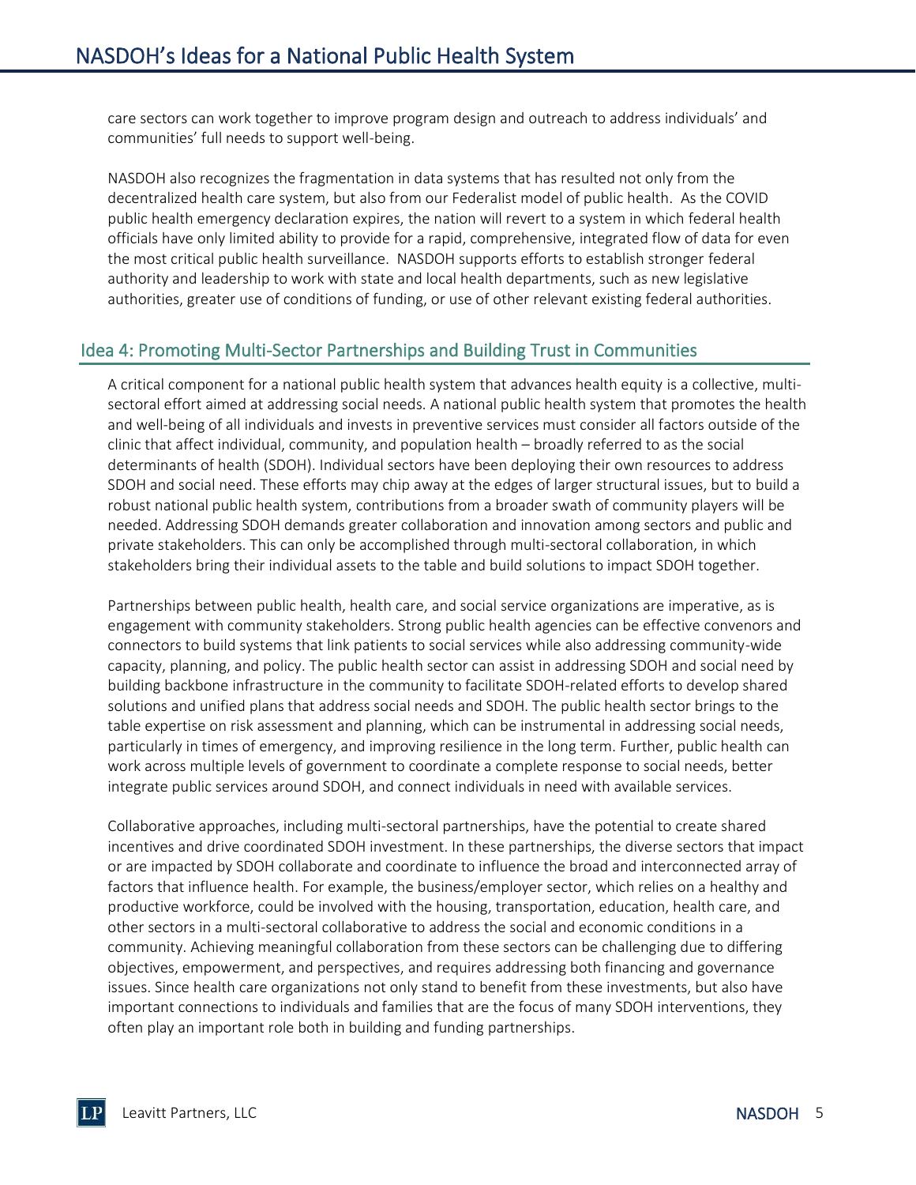care sectors can work together to improve program design and outreach to address individuals' and communities' full needs to support well-being.

NASDOH also recognizes the fragmentation in data systems that has resulted not only from the decentralized health care system, but also from our Federalist model of public health. As the COVID public health emergency declaration expires, the nation will revert to a system in which federal health officials have only limited ability to provide for a rapid, comprehensive, integrated flow of data for even the most critical public health surveillance. NASDOH supports efforts to establish stronger federal authority and leadership to work with state and local health departments, such as new legislative authorities, greater use of conditions of funding, or use of other relevant existing federal authorities.

## Idea 4: Promoting Multi-Sector Partnerships and Building Trust in Communities

A critical component for a national public health system that advances health equity is a collective, multi-sectoral effort aimed at addressing social needs. A national public health system that promotes the health and well-being of all individuals and invests in preventive services must consider all factors outside of the clinic that affect individual, community, and population health – broadly referred to as the social determinants of health (SDOH). Individual sectors have been deploying their own resources to address SDOH and social need. These efforts may chip away at the edges of larger structural issues, but to build a robust national public health system, contributions from a broader swath of community players will be needed. Addressing SDOH demands greater collaboration and innovation among sectors and public and private stakeholders. This can only be accomplished through multi-sectoral collaboration, in which stakeholders bring their individual assets to the table and build solutions to impact SDOH together.

Partnerships between public health, health care, and social service organizations are imperative, as is engagement with community stakeholders. Strong public health agencies can be effective convenors and connectors to build systems that link patients to social services while also addressing community-wide capacity, planning, and policy. The public health sector can assist in addressing SDOH and social need by building backbone infrastructure in the community to facilitate SDOH-related efforts to develop shared solutions and unified plans that address social needs and SDOH. The public health sector brings to the table expertise on risk assessment and planning, which can be instrumental in addressing social needs, particularly in times of emergency, and improving resilience in the long term. Further, public health can work across multiple levels of government to coordinate a complete response to social needs, better integrate public services around SDOH, and connect individuals in need with available services.

Collaborative approaches, including multi-sectoral partnerships, have the potential to create shared incentives and drive coordinated SDOH investment. In these partnerships, the diverse sectors that impact or are impacted by SDOH collaborate and coordinate to influence the broad and interconnected array of factors that influence health. For example, the business/employer sector, which relies on a healthy and productive workforce, could be involved with the housing, transportation, education, health care, and other sectors in a multi-sectoral collaborative to address the social and economic conditions in a community. Achieving meaningful collaboration from these sectors can be challenging due to differing objectives, empowerment, and perspectives, and requires addressing both financing and governance issues. Since health care organizations not only stand to benefit from these investments, but also have important connections to individuals and families that are the focus of many SDOH interventions, they often play an important role both in building and funding partnerships.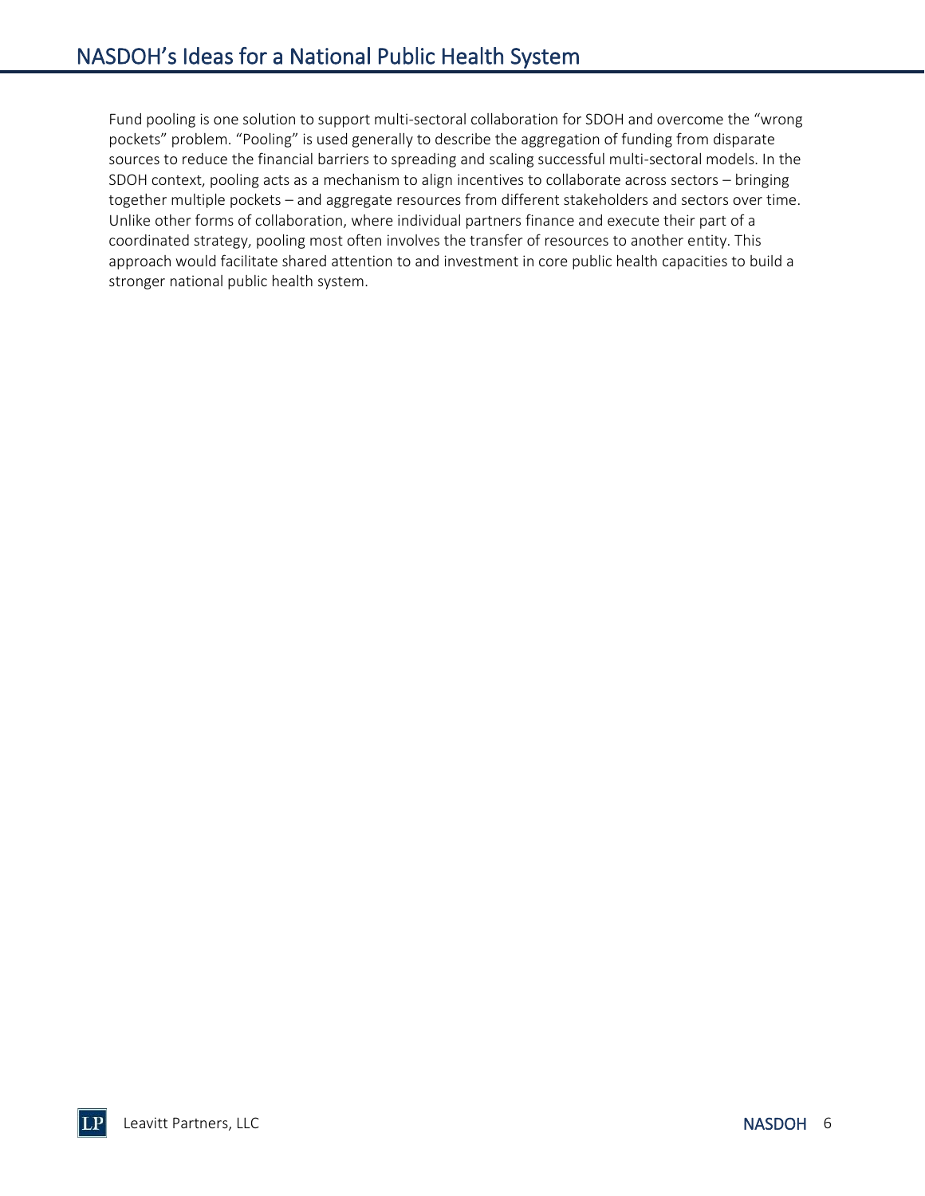Fund pooling is one solution to support multi-sectoral collaboration for SDOH and overcome the "wrong pockets" problem. "Pooling" is used generally to describe the aggregation of funding from disparate sources to reduce the financial barriers to spreading and scaling successful multi-sectoral models. In the SDOH context, pooling acts as a mechanism to align incentives to collaborate across sectors – bringing together multiple pockets – and aggregate resources from different stakeholders and sectors over time. Unlike other forms of collaboration, where individual partners finance and execute their part of a coordinated strategy, pooling most often involves the transfer of resources to another entity. This approach would facilitate shared attention to and investment in core public health capacities to build a stronger national public health system.